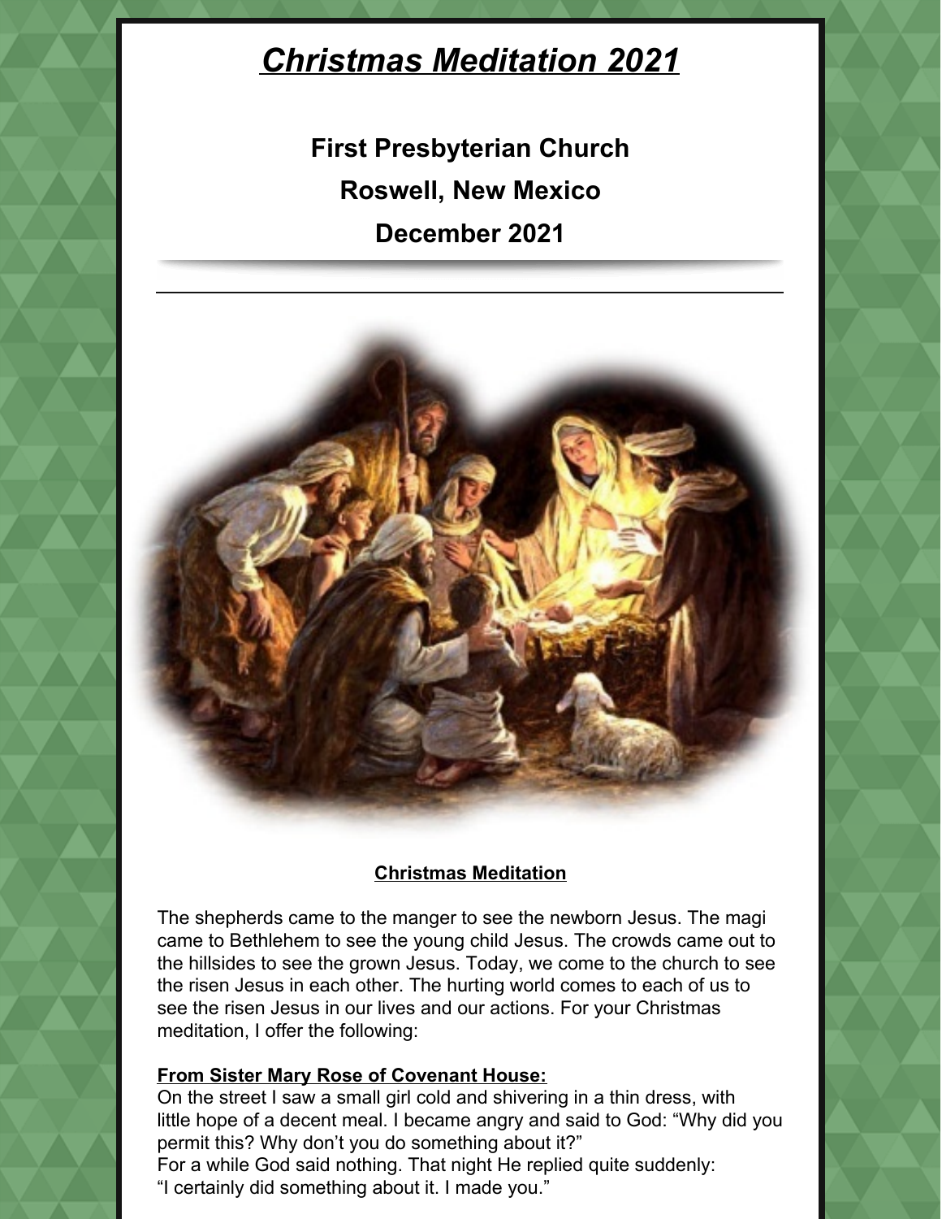# ***Christmas Meditation 2021***

## First Presbyterian Church

## Roswell, New Mexico

## December 2021

---

**Christmas Meditation**

The shepherds came to the manger to see the newborn Jesus. The magi came to Bethlehem to see the young child Jesus. The crowds came out to the hillsides to see the grown Jesus. Today, we come to the church to see the risen Jesus in each other. The hurting world comes to each of us to see the risen Jesus in our lives and our actions. For your Christmas meditation, I offer the following:

**From Sister Mary Rose of Covenant House:**

On the street I saw a small girl cold and shivering in a thin dress, with little hope of a decent meal. I became angry and said to God: "Why did you permit this? Why don't you do something about it?"

For a while God said nothing. That night He replied quite suddenly:

"I certainly did something about it. I made you."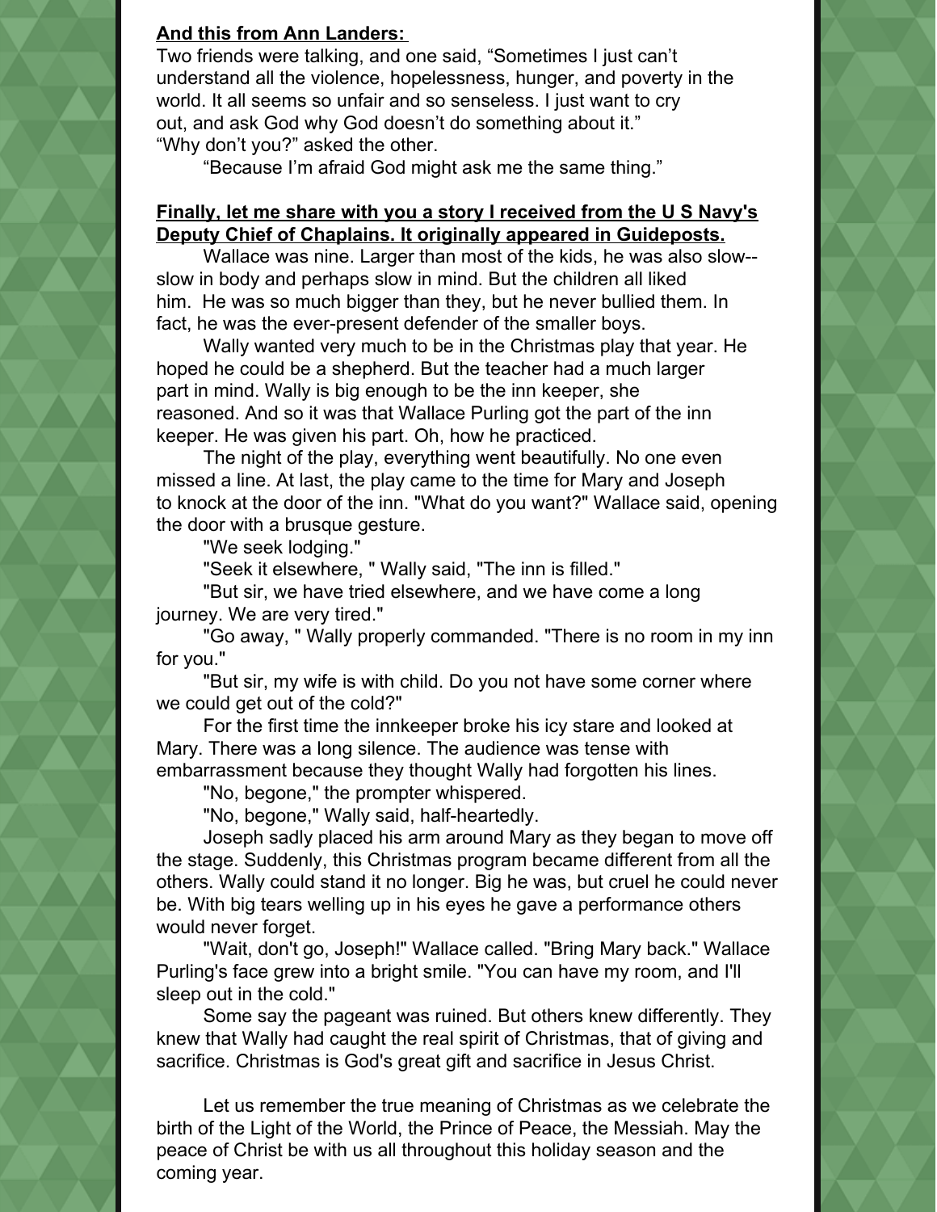**And this from Ann Landers:**

Two friends were talking, and one said, "Sometimes I just can't understand all the violence, hopelessness, hunger, and poverty in the world. It all seems so unfair and so senseless. I just want to cry out, and ask God why God doesn't do something about it."
"Why don't you?" asked the other.

"Because I'm afraid God might ask me the same thing."

**Finally, let me share with you a story I received from the U S Navy's Deputy Chief of Chaplains. It originally appeared in Guideposts.**

Wallace was nine. Larger than most of the kids, he was also slow--slow in body and perhaps slow in mind. But the children all liked him. He was so much bigger than they, but he never bullied them. In fact, he was the ever-present defender of the smaller boys.

Wally wanted very much to be in the Christmas play that year. He hoped he could be a shepherd. But the teacher had a much larger part in mind. Wally is big enough to be the inn keeper, she reasoned. And so it was that Wallace Purling got the part of the inn keeper. He was given his part. Oh, how he practiced.

The night of the play, everything went beautifully. No one even missed a line. At last, the play came to the time for Mary and Joseph to knock at the door of the inn. "What do you want?" Wallace said, opening the door with a brusque gesture.

"We seek lodging."

"Seek it elsewhere, " Wally said, "The inn is filled."

"But sir, we have tried elsewhere, and we have come a long journey. We are very tired."

"Go away, " Wally properly commanded. "There is no room in my inn for you."

"But sir, my wife is with child. Do you not have some corner where we could get out of the cold?"

For the first time the innkeeper broke his icy stare and looked at Mary. There was a long silence. The audience was tense with embarrassment because they thought Wally had forgotten his lines.

"No, begone," the prompter whispered.

"No, begone," Wally said, half-heartedly.

Joseph sadly placed his arm around Mary as they began to move off the stage. Suddenly, this Christmas program became different from all the others. Wally could stand it no longer. Big he was, but cruel he could never be. With big tears welling up in his eyes he gave a performance others would never forget.

"Wait, don't go, Joseph!" Wallace called. "Bring Mary back." Wallace Purling's face grew into a bright smile. "You can have my room, and I'll sleep out in the cold."

Some say the pageant was ruined. But others knew differently. They knew that Wally had caught the real spirit of Christmas, that of giving and sacrifice. Christmas is God's great gift and sacrifice in Jesus Christ.

Let us remember the true meaning of Christmas as we celebrate the birth of the Light of the World, the Prince of Peace, the Messiah. May the peace of Christ be with us all throughout this holiday season and the coming year.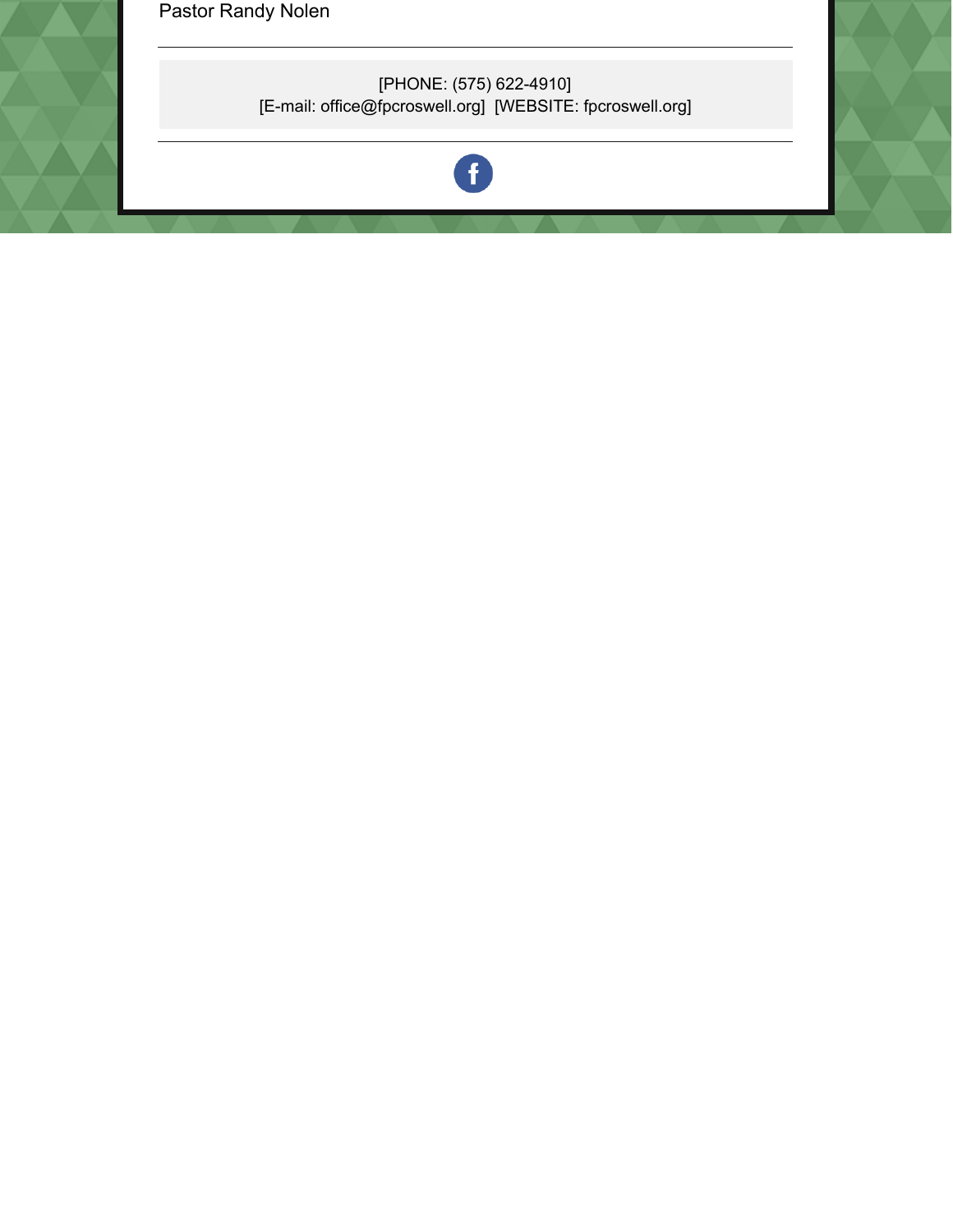Pastor Randy Nolen

---

[PHONE: (575) 622-4910]
[E-mail: office@fpcroswell.org]  [WEBSITE: fpcroswell.org]

---